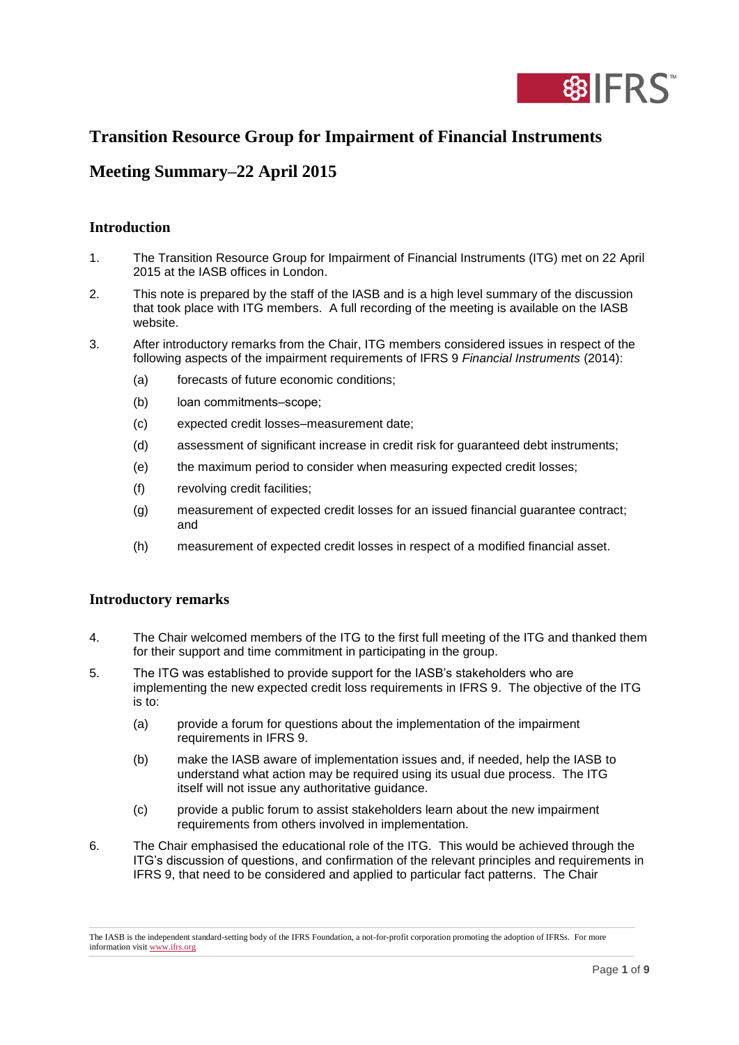# Transition Resource Group for Impairment of Financial Instruments

# Meeting Summary–22 April 2015

## Introduction

1. The Transition Resource Group for Impairment of Financial Instruments (ITG) met on 22 April 2015 at the IASB offices in London.

2. This note is prepared by the staff of the IASB and is a high level summary of the discussion that took place with ITG members. A full recording of the meeting is available on the IASB website.

3. After introductory remarks from the Chair, ITG members considered issues in respect of the following aspects of the impairment requirements of IFRS 9 *Financial Instruments* (2014):

   (a) forecasts of future economic conditions;

   (b) loan commitments–scope;

   (c) expected credit losses–measurement date;

   (d) assessment of significant increase in credit risk for guaranteed debt instruments;

   (e) the maximum period to consider when measuring expected credit losses;

   (f) revolving credit facilities;

   (g) measurement of expected credit losses for an issued financial guarantee contract; and

   (h) measurement of expected credit losses in respect of a modified financial asset.

## Introductory remarks

4. The Chair welcomed members of the ITG to the first full meeting of the ITG and thanked them for their support and time commitment in participating in the group.

5. The ITG was established to provide support for the IASB's stakeholders who are implementing the new expected credit loss requirements in IFRS 9. The objective of the ITG is to:

   (a) provide a forum for questions about the implementation of the impairment requirements in IFRS 9.

   (b) make the IASB aware of implementation issues and, if needed, help the IASB to understand what action may be required using its usual due process. The ITG itself will not issue any authoritative guidance.

   (c) provide a public forum to assist stakeholders learn about the new impairment requirements from others involved in implementation.

6. The Chair emphasised the educational role of the ITG. This would be achieved through the ITG's discussion of questions, and confirmation of the relevant principles and requirements in IFRS 9, that need to be considered and applied to particular fact patterns. The Chair

The IASB is the independent standard-setting body of the IFRS Foundation, a not-for-profit corporation promoting the adoption of IFRSs. For more information visit www.ifrs.org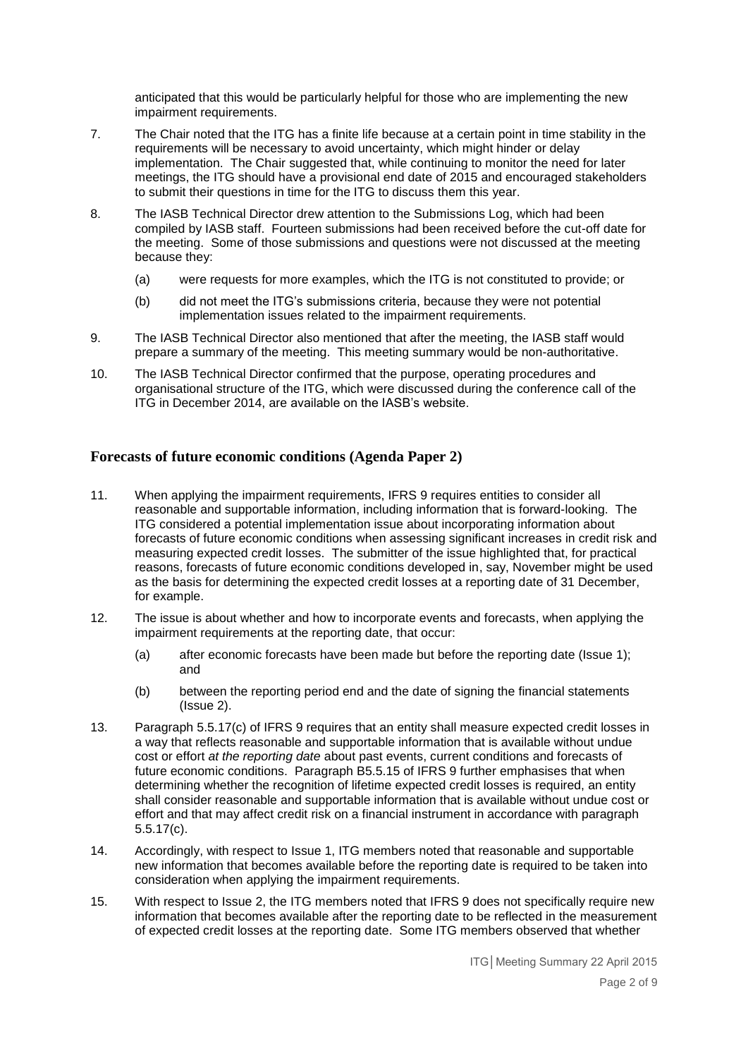anticipated that this would be particularly helpful for those who are implementing the new impairment requirements.

7. The Chair noted that the ITG has a finite life because at a certain point in time stability in the requirements will be necessary to avoid uncertainty, which might hinder or delay implementation. The Chair suggested that, while continuing to monitor the need for later meetings, the ITG should have a provisional end date of 2015 and encouraged stakeholders to submit their questions in time for the ITG to discuss them this year.

8. The IASB Technical Director drew attention to the Submissions Log, which had been compiled by IASB staff. Fourteen submissions had been received before the cut-off date for the meeting. Some of those submissions and questions were not discussed at the meeting because they:

   (a) were requests for more examples, which the ITG is not constituted to provide; or

   (b) did not meet the ITG's submissions criteria, because they were not potential implementation issues related to the impairment requirements.

9. The IASB Technical Director also mentioned that after the meeting, the IASB staff would prepare a summary of the meeting. This meeting summary would be non-authoritative.

10. The IASB Technical Director confirmed that the purpose, operating procedures and organisational structure of the ITG, which were discussed during the conference call of the ITG in December 2014, are available on the IASB's website.

## Forecasts of future economic conditions (Agenda Paper 2)

11. When applying the impairment requirements, IFRS 9 requires entities to consider all reasonable and supportable information, including information that is forward-looking. The ITG considered a potential implementation issue about incorporating information about forecasts of future economic conditions when assessing significant increases in credit risk and measuring expected credit losses. The submitter of the issue highlighted that, for practical reasons, forecasts of future economic conditions developed in, say, November might be used as the basis for determining the expected credit losses at a reporting date of 31 December, for example.

12. The issue is about whether and how to incorporate events and forecasts, when applying the impairment requirements at the reporting date, that occur:

   (a) after economic forecasts have been made but before the reporting date (Issue 1); and

   (b) between the reporting period end and the date of signing the financial statements (Issue 2).

13. Paragraph 5.5.17(c) of IFRS 9 requires that an entity shall measure expected credit losses in a way that reflects reasonable and supportable information that is available without undue cost or effort *at the reporting date* about past events, current conditions and forecasts of future economic conditions. Paragraph B5.5.15 of IFRS 9 further emphasises that when determining whether the recognition of lifetime expected credit losses is required, an entity shall consider reasonable and supportable information that is available without undue cost or effort and that may affect credit risk on a financial instrument in accordance with paragraph 5.5.17(c).

14. Accordingly, with respect to Issue 1, ITG members noted that reasonable and supportable new information that becomes available before the reporting date is required to be taken into consideration when applying the impairment requirements.

15. With respect to Issue 2, the ITG members noted that IFRS 9 does not specifically require new information that becomes available after the reporting date to be reflected in the measurement of expected credit losses at the reporting date. Some ITG members observed that whether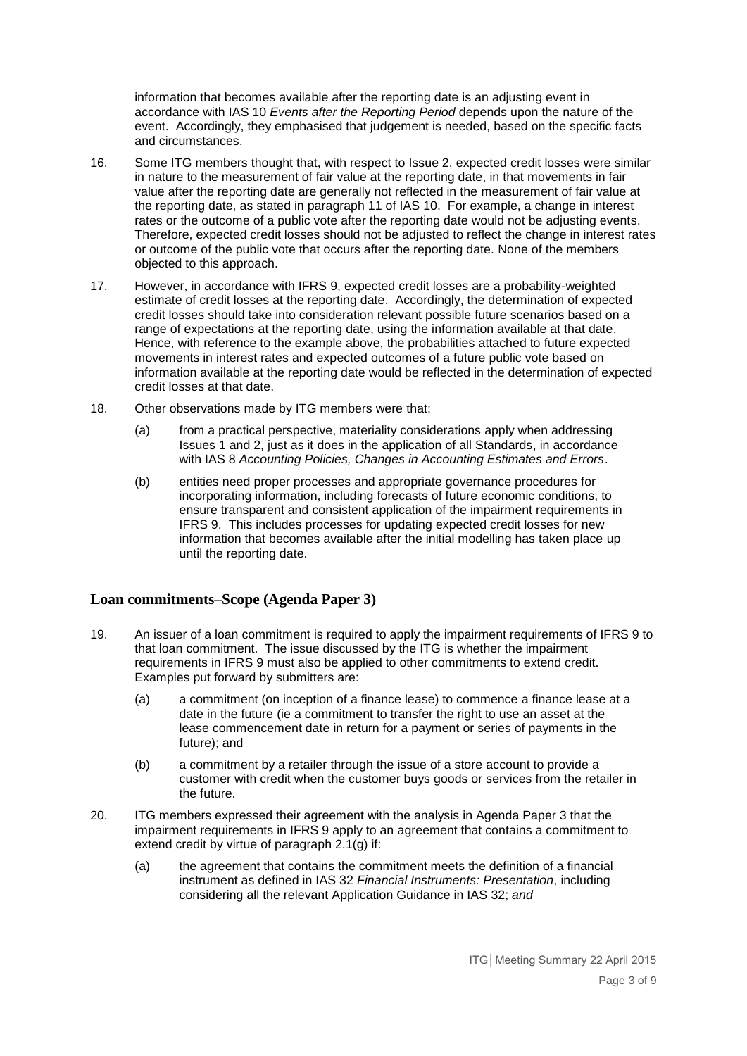information that becomes available after the reporting date is an adjusting event in accordance with IAS 10 *Events after the Reporting Period* depends upon the nature of the event. Accordingly, they emphasised that judgement is needed, based on the specific facts and circumstances.

16. Some ITG members thought that, with respect to Issue 2, expected credit losses were similar in nature to the measurement of fair value at the reporting date, in that movements in fair value after the reporting date are generally not reflected in the measurement of fair value at the reporting date, as stated in paragraph 11 of IAS 10. For example, a change in interest rates or the outcome of a public vote after the reporting date would not be adjusting events. Therefore, expected credit losses should not be adjusted to reflect the change in interest rates or outcome of the public vote that occurs after the reporting date. None of the members objected to this approach.

17. However, in accordance with IFRS 9, expected credit losses are a probability-weighted estimate of credit losses at the reporting date. Accordingly, the determination of expected credit losses should take into consideration relevant possible future scenarios based on a range of expectations at the reporting date, using the information available at that date. Hence, with reference to the example above, the probabilities attached to future expected movements in interest rates and expected outcomes of a future public vote based on information available at the reporting date would be reflected in the determination of expected credit losses at that date.

18. Other observations made by ITG members were that:

    (a) from a practical perspective, materiality considerations apply when addressing Issues 1 and 2, just as it does in the application of all Standards, in accordance with IAS 8 *Accounting Policies, Changes in Accounting Estimates and Errors*.

    (b) entities need proper processes and appropriate governance procedures for incorporating information, including forecasts of future economic conditions, to ensure transparent and consistent application of the impairment requirements in IFRS 9. This includes processes for updating expected credit losses for new information that becomes available after the initial modelling has taken place up until the reporting date.

## Loan commitments–Scope (Agenda Paper 3)

19. An issuer of a loan commitment is required to apply the impairment requirements of IFRS 9 to that loan commitment. The issue discussed by the ITG is whether the impairment requirements in IFRS 9 must also be applied to other commitments to extend credit. Examples put forward by submitters are:

    (a) a commitment (on inception of a finance lease) to commence a finance lease at a date in the future (ie a commitment to transfer the right to use an asset at the lease commencement date in return for a payment or series of payments in the future); and

    (b) a commitment by a retailer through the issue of a store account to provide a customer with credit when the customer buys goods or services from the retailer in the future.

20. ITG members expressed their agreement with the analysis in Agenda Paper 3 that the impairment requirements in IFRS 9 apply to an agreement that contains a commitment to extend credit by virtue of paragraph 2.1(g) if:

    (a) the agreement that contains the commitment meets the definition of a financial instrument as defined in IAS 32 *Financial Instruments: Presentation*, including considering all the relevant Application Guidance in IAS 32; *and*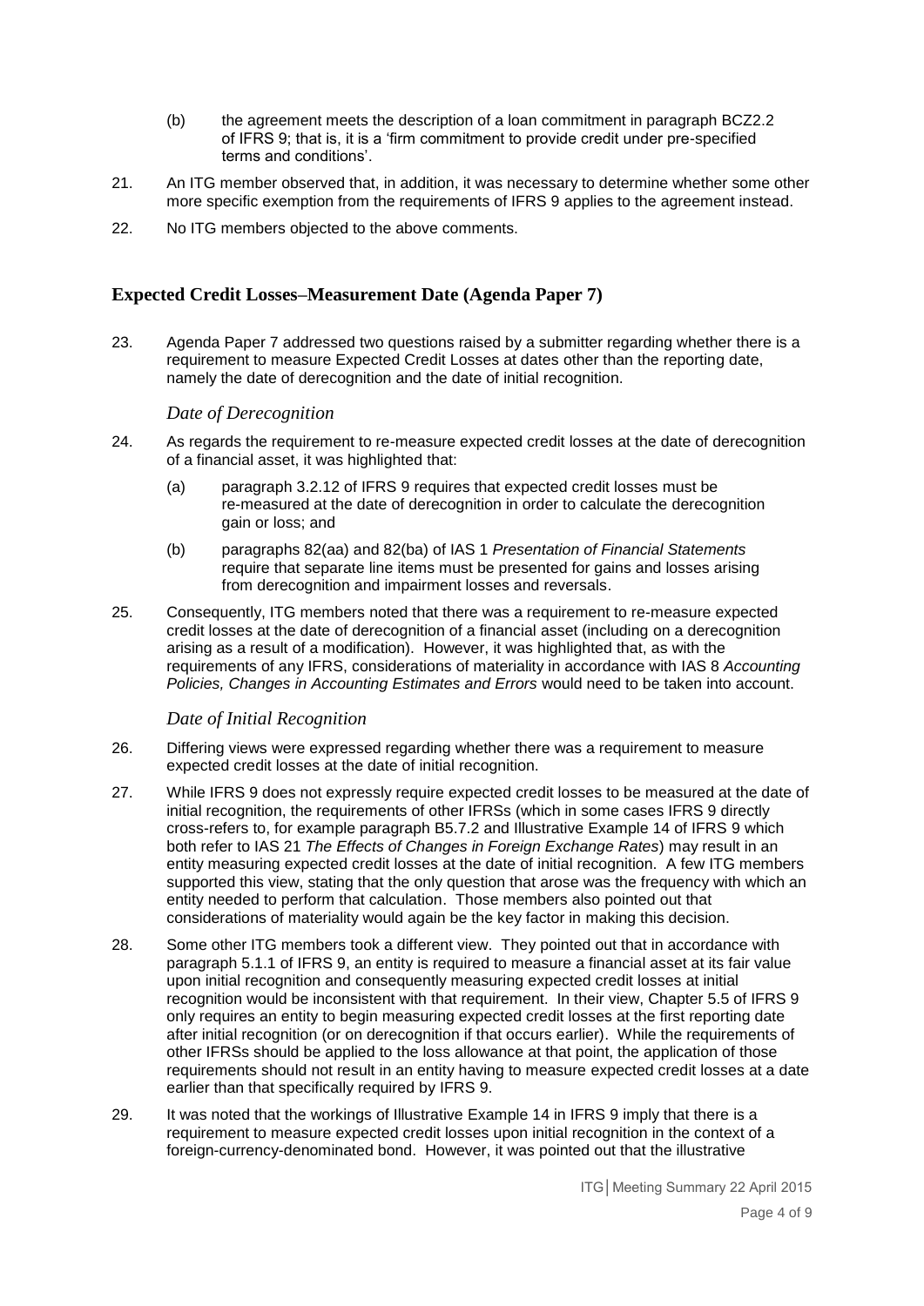(b) the agreement meets the description of a loan commitment in paragraph BCZ2.2 of IFRS 9; that is, it is a 'firm commitment to provide credit under pre-specified terms and conditions'.

21. An ITG member observed that, in addition, it was necessary to determine whether some other more specific exemption from the requirements of IFRS 9 applies to the agreement instead.

22. No ITG members objected to the above comments.

## Expected Credit Losses–Measurement Date (Agenda Paper 7)

23. Agenda Paper 7 addressed two questions raised by a submitter regarding whether there is a requirement to measure Expected Credit Losses at dates other than the reporting date, namely the date of derecognition and the date of initial recognition.

### *Date of Derecognition*

24. As regards the requirement to re-measure expected credit losses at the date of derecognition of a financial asset, it was highlighted that:

    (a) paragraph 3.2.12 of IFRS 9 requires that expected credit losses must be re-measured at the date of derecognition in order to calculate the derecognition gain or loss; and

    (b) paragraphs 82(aa) and 82(ba) of IAS 1 *Presentation of Financial Statements* require that separate line items must be presented for gains and losses arising from derecognition and impairment losses and reversals.

25. Consequently, ITG members noted that there was a requirement to re-measure expected credit losses at the date of derecognition of a financial asset (including on a derecognition arising as a result of a modification). However, it was highlighted that, as with the requirements of any IFRS, considerations of materiality in accordance with IAS 8 *Accounting Policies, Changes in Accounting Estimates and Errors* would need to be taken into account.

### *Date of Initial Recognition*

26. Differing views were expressed regarding whether there was a requirement to measure expected credit losses at the date of initial recognition.

27. While IFRS 9 does not expressly require expected credit losses to be measured at the date of initial recognition, the requirements of other IFRSs (which in some cases IFRS 9 directly cross-refers to, for example paragraph B5.7.2 and Illustrative Example 14 of IFRS 9 which both refer to IAS 21 *The Effects of Changes in Foreign Exchange Rates*) may result in an entity measuring expected credit losses at the date of initial recognition. A few ITG members supported this view, stating that the only question that arose was the frequency with which an entity needed to perform that calculation. Those members also pointed out that considerations of materiality would again be the key factor in making this decision.

28. Some other ITG members took a different view. They pointed out that in accordance with paragraph 5.1.1 of IFRS 9, an entity is required to measure a financial asset at its fair value upon initial recognition and consequently measuring expected credit losses at initial recognition would be inconsistent with that requirement. In their view, Chapter 5.5 of IFRS 9 only requires an entity to begin measuring expected credit losses at the first reporting date after initial recognition (or on derecognition if that occurs earlier). While the requirements of other IFRSs should be applied to the loss allowance at that point, the application of those requirements should not result in an entity having to measure expected credit losses at a date earlier than that specifically required by IFRS 9.

29. It was noted that the workings of Illustrative Example 14 in IFRS 9 imply that there is a requirement to measure expected credit losses upon initial recognition in the context of a foreign-currency-denominated bond. However, it was pointed out that the illustrative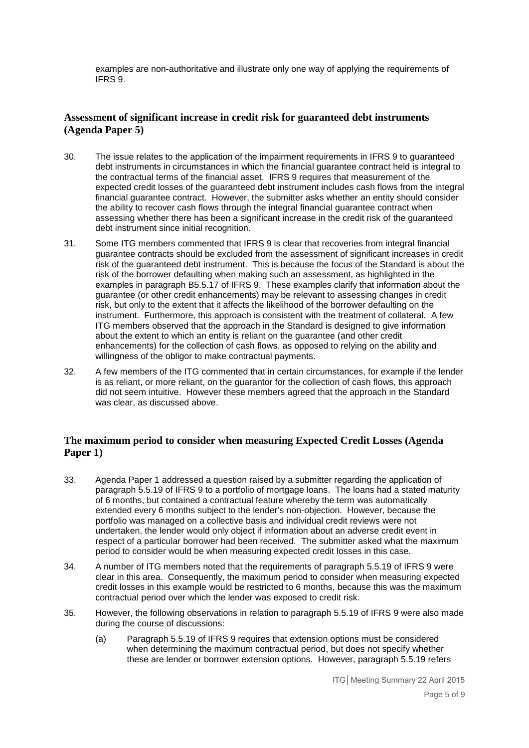examples are non-authoritative and illustrate only one way of applying the requirements of IFRS 9.

## Assessment of significant increase in credit risk for guaranteed debt instruments (Agenda Paper 5)

30. The issue relates to the application of the impairment requirements in IFRS 9 to guaranteed debt instruments in circumstances in which the financial guarantee contract held is integral to the contractual terms of the financial asset. IFRS 9 requires that measurement of the expected credit losses of the guaranteed debt instrument includes cash flows from the integral financial guarantee contract. However, the submitter asks whether an entity should consider the ability to recover cash flows through the integral financial guarantee contract when assessing whether there has been a significant increase in the credit risk of the guaranteed debt instrument since initial recognition.

31. Some ITG members commented that IFRS 9 is clear that recoveries from integral financial guarantee contracts should be excluded from the assessment of significant increases in credit risk of the guaranteed debt instrument. This is because the focus of the Standard is about the risk of the borrower defaulting when making such an assessment, as highlighted in the examples in paragraph B5.5.17 of IFRS 9. These examples clarify that information about the guarantee (or other credit enhancements) may be relevant to assessing changes in credit risk, but only to the extent that it affects the likelihood of the borrower defaulting on the instrument. Furthermore, this approach is consistent with the treatment of collateral. A few ITG members observed that the approach in the Standard is designed to give information about the extent to which an entity is reliant on the guarantee (and other credit enhancements) for the collection of cash flows, as opposed to relying on the ability and willingness of the obligor to make contractual payments.

32. A few members of the ITG commented that in certain circumstances, for example if the lender is as reliant, or more reliant, on the guarantor for the collection of cash flows, this approach did not seem intuitive. However these members agreed that the approach in the Standard was clear, as discussed above.

## The maximum period to consider when measuring Expected Credit Losses (Agenda Paper 1)

33. Agenda Paper 1 addressed a question raised by a submitter regarding the application of paragraph 5.5.19 of IFRS 9 to a portfolio of mortgage loans. The loans had a stated maturity of 6 months, but contained a contractual feature whereby the term was automatically extended every 6 months subject to the lender's non-objection. However, because the portfolio was managed on a collective basis and individual credit reviews were not undertaken, the lender would only object if information about an adverse credit event in respect of a particular borrower had been received. The submitter asked what the maximum period to consider would be when measuring expected credit losses in this case.

34. A number of ITG members noted that the requirements of paragraph 5.5.19 of IFRS 9 were clear in this area. Consequently, the maximum period to consider when measuring expected credit losses in this example would be restricted to 6 months, because this was the maximum contractual period over which the lender was exposed to credit risk.

35. However, the following observations in relation to paragraph 5.5.19 of IFRS 9 were also made during the course of discussions:

    (a) Paragraph 5.5.19 of IFRS 9 requires that extension options must be considered when determining the maximum contractual period, but does not specify whether these are lender or borrower extension options. However, paragraph 5.5.19 refers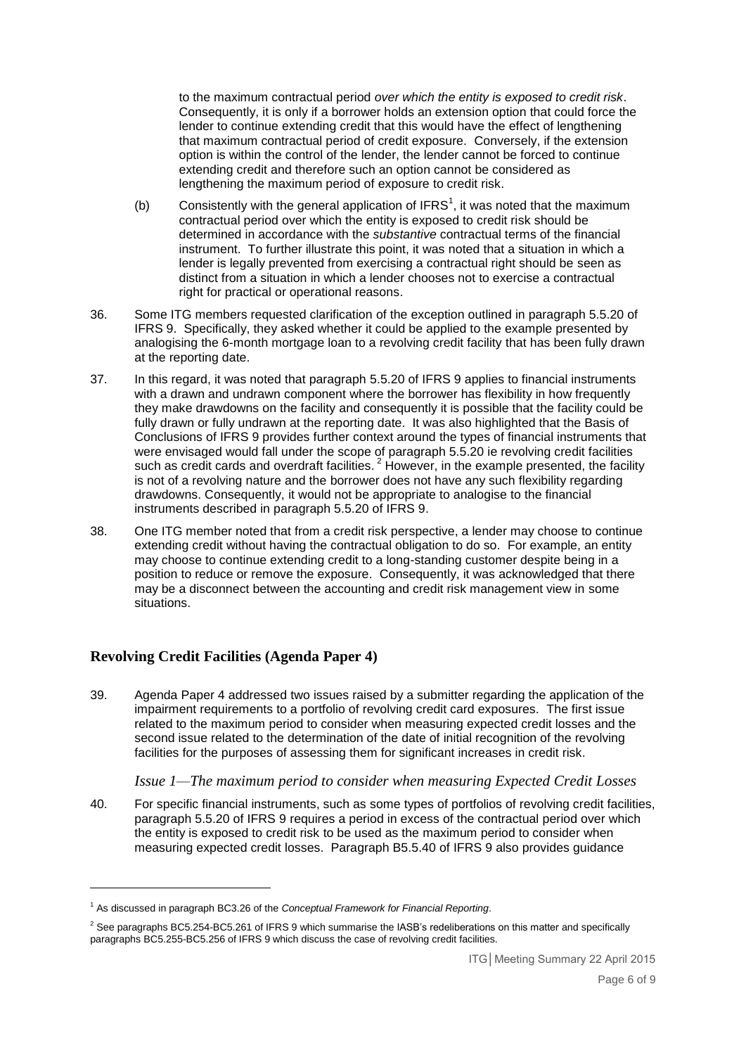to the maximum contractual period *over which the entity is exposed to credit risk*. Consequently, it is only if a borrower holds an extension option that could force the lender to continue extending credit that this would have the effect of lengthening that maximum contractual period of credit exposure. Conversely, if the extension option is within the control of the lender, the lender cannot be forced to continue extending credit and therefore such an option cannot be considered as lengthening the maximum period of exposure to credit risk.

(b) Consistently with the general application of IFRS[1], it was noted that the maximum contractual period over which the entity is exposed to credit risk should be determined in accordance with the *substantive* contractual terms of the financial instrument. To further illustrate this point, it was noted that a situation in which a lender is legally prevented from exercising a contractual right should be seen as distinct from a situation in which a lender chooses not to exercise a contractual right for practical or operational reasons.

36. Some ITG members requested clarification of the exception outlined in paragraph 5.5.20 of IFRS 9. Specifically, they asked whether it could be applied to the example presented by analogising the 6-month mortgage loan to a revolving credit facility that has been fully drawn at the reporting date.

37. In this regard, it was noted that paragraph 5.5.20 of IFRS 9 applies to financial instruments with a drawn and undrawn component where the borrower has flexibility in how frequently they make drawdowns on the facility and consequently it is possible that the facility could be fully drawn or fully undrawn at the reporting date. It was also highlighted that the Basis of Conclusions of IFRS 9 provides further context around the types of financial instruments that were envisaged would fall under the scope of paragraph 5.5.20 ie revolving credit facilities such as credit cards and overdraft facilities. [2] However, in the example presented, the facility is not of a revolving nature and the borrower does not have any such flexibility regarding drawdowns. Consequently, it would not be appropriate to analogise to the financial instruments described in paragraph 5.5.20 of IFRS 9.

38. One ITG member noted that from a credit risk perspective, a lender may choose to continue extending credit without having the contractual obligation to do so. For example, an entity may choose to continue extending credit to a long-standing customer despite being in a position to reduce or remove the exposure. Consequently, it was acknowledged that there may be a disconnect between the accounting and credit risk management view in some situations.

## Revolving Credit Facilities (Agenda Paper 4)

39. Agenda Paper 4 addressed two issues raised by a submitter regarding the application of the impairment requirements to a portfolio of revolving credit card exposures. The first issue related to the maximum period to consider when measuring expected credit losses and the second issue related to the determination of the date of initial recognition of the revolving facilities for the purposes of assessing them for significant increases in credit risk.

### *Issue 1—The maximum period to consider when measuring Expected Credit Losses*

40. For specific financial instruments, such as some types of portfolios of revolving credit facilities, paragraph 5.5.20 of IFRS 9 requires a period in excess of the contractual period over which the entity is exposed to credit risk to be used as the maximum period to consider when measuring expected credit losses. Paragraph B5.5.40 of IFRS 9 also provides guidance

---

[1] As discussed in paragraph BC3.26 of the *Conceptual Framework for Financial Reporting*.

[2] See paragraphs BC5.254-BC5.261 of IFRS 9 which summarise the IASB's redeliberations on this matter and specifically paragraphs BC5.255-BC5.256 of IFRS 9 which discuss the case of revolving credit facilities.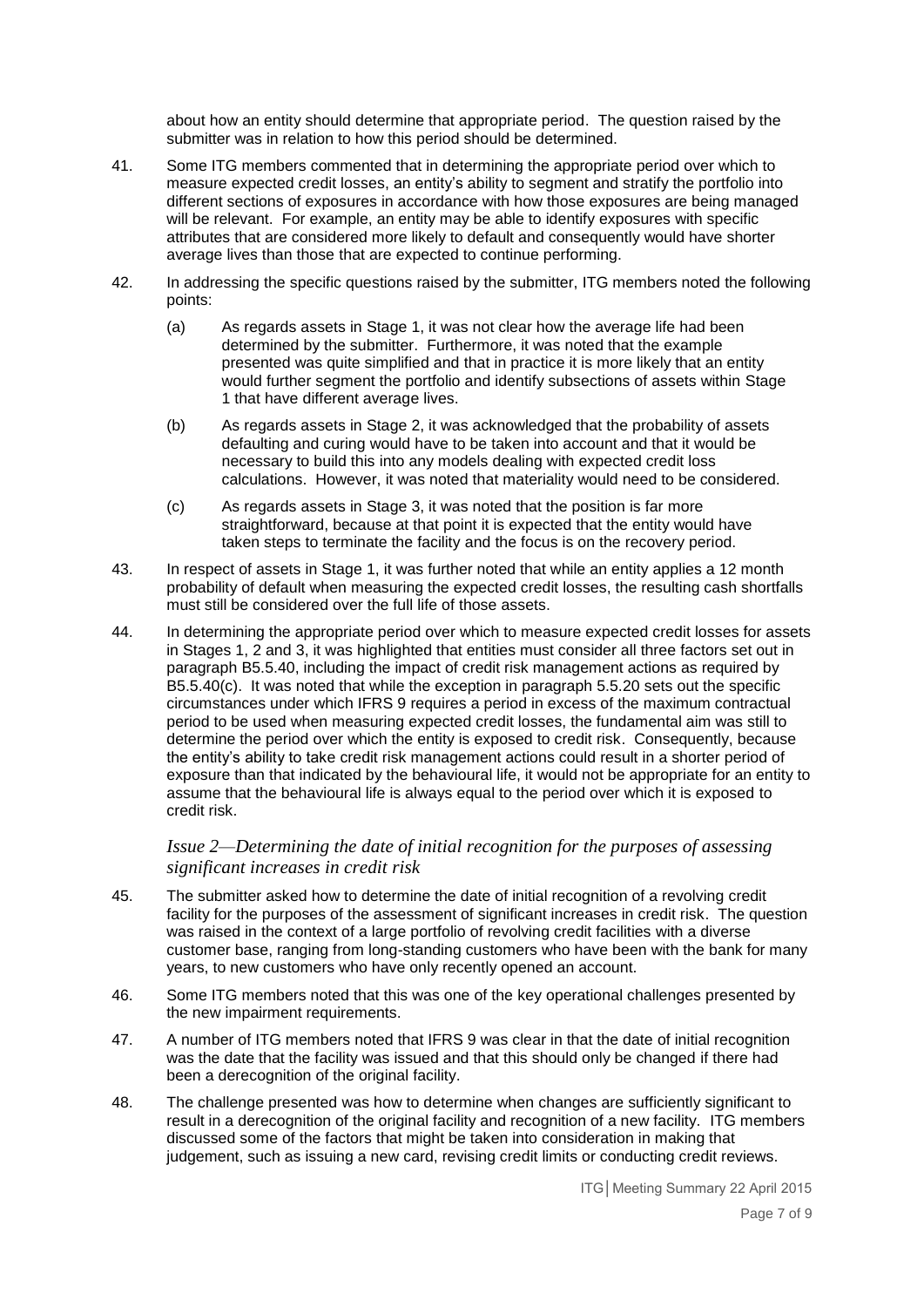about how an entity should determine that appropriate period. The question raised by the submitter was in relation to how this period should be determined.

41. Some ITG members commented that in determining the appropriate period over which to measure expected credit losses, an entity's ability to segment and stratify the portfolio into different sections of exposures in accordance with how those exposures are being managed will be relevant. For example, an entity may be able to identify exposures with specific attributes that are considered more likely to default and consequently would have shorter average lives than those that are expected to continue performing.

42. In addressing the specific questions raised by the submitter, ITG members noted the following points:

    (a) As regards assets in Stage 1, it was not clear how the average life had been determined by the submitter. Furthermore, it was noted that the example presented was quite simplified and that in practice it is more likely that an entity would further segment the portfolio and identify subsections of assets within Stage 1 that have different average lives.

    (b) As regards assets in Stage 2, it was acknowledged that the probability of assets defaulting and curing would have to be taken into account and that it would be necessary to build this into any models dealing with expected credit loss calculations. However, it was noted that materiality would need to be considered.

    (c) As regards assets in Stage 3, it was noted that the position is far more straightforward, because at that point it is expected that the entity would have taken steps to terminate the facility and the focus is on the recovery period.

43. In respect of assets in Stage 1, it was further noted that while an entity applies a 12 month probability of default when measuring the expected credit losses, the resulting cash shortfalls must still be considered over the full life of those assets.

44. In determining the appropriate period over which to measure expected credit losses for assets in Stages 1, 2 and 3, it was highlighted that entities must consider all three factors set out in paragraph B5.5.40, including the impact of credit risk management actions as required by B5.5.40(c). It was noted that while the exception in paragraph 5.5.20 sets out the specific circumstances under which IFRS 9 requires a period in excess of the maximum contractual period to be used when measuring expected credit losses, the fundamental aim was still to determine the period over which the entity is exposed to credit risk. Consequently, because the entity's ability to take credit risk management actions could result in a shorter period of exposure than that indicated by the behavioural life, it would not be appropriate for an entity to assume that the behavioural life is always equal to the period over which it is exposed to credit risk.

### *Issue 2—Determining the date of initial recognition for the purposes of assessing significant increases in credit risk*

45. The submitter asked how to determine the date of initial recognition of a revolving credit facility for the purposes of the assessment of significant increases in credit risk. The question was raised in the context of a large portfolio of revolving credit facilities with a diverse customer base, ranging from long-standing customers who have been with the bank for many years, to new customers who have only recently opened an account.

46. Some ITG members noted that this was one of the key operational challenges presented by the new impairment requirements.

47. A number of ITG members noted that IFRS 9 was clear in that the date of initial recognition was the date that the facility was issued and that this should only be changed if there had been a derecognition of the original facility.

48. The challenge presented was how to determine when changes are sufficiently significant to result in a derecognition of the original facility and recognition of a new facility. ITG members discussed some of the factors that might be taken into consideration in making that judgement, such as issuing a new card, revising credit limits or conducting credit reviews.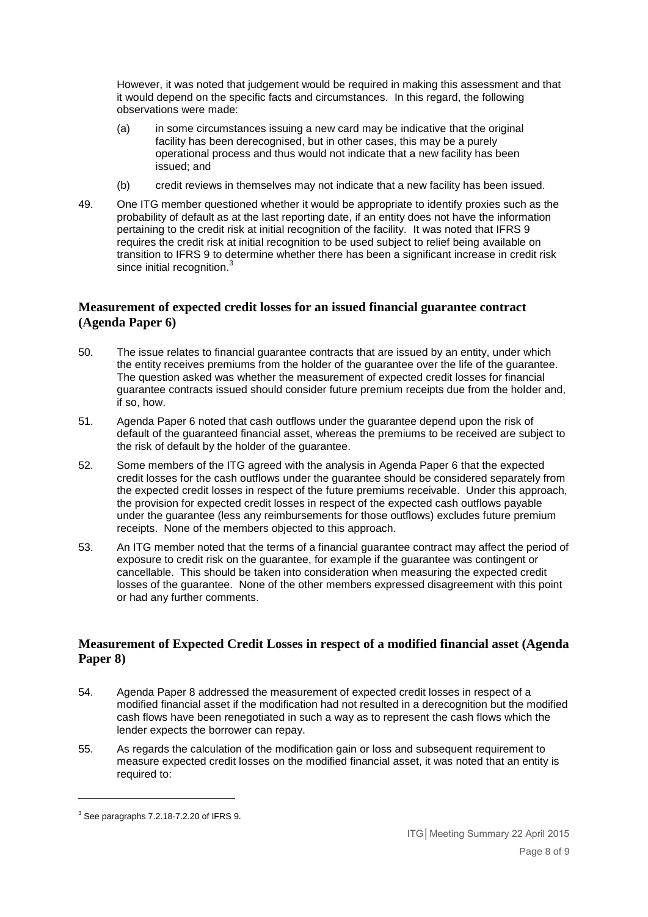However, it was noted that judgement would be required in making this assessment and that it would depend on the specific facts and circumstances. In this regard, the following observations were made:

(a) in some circumstances issuing a new card may be indicative that the original facility has been derecognised, but in other cases, this may be a purely operational process and thus would not indicate that a new facility has been issued; and

(b) credit reviews in themselves may not indicate that a new facility has been issued.

49. One ITG member questioned whether it would be appropriate to identify proxies such as the probability of default as at the last reporting date, if an entity does not have the information pertaining to the credit risk at initial recognition of the facility. It was noted that IFRS 9 requires the credit risk at initial recognition to be used subject to relief being available on transition to IFRS 9 to determine whether there has been a significant increase in credit risk since initial recognition.[3]

## Measurement of expected credit losses for an issued financial guarantee contract (Agenda Paper 6)

50. The issue relates to financial guarantee contracts that are issued by an entity, under which the entity receives premiums from the holder of the guarantee over the life of the guarantee. The question asked was whether the measurement of expected credit losses for financial guarantee contracts issued should consider future premium receipts due from the holder and, if so, how.

51. Agenda Paper 6 noted that cash outflows under the guarantee depend upon the risk of default of the guaranteed financial asset, whereas the premiums to be received are subject to the risk of default by the holder of the guarantee.

52. Some members of the ITG agreed with the analysis in Agenda Paper 6 that the expected credit losses for the cash outflows under the guarantee should be considered separately from the expected credit losses in respect of the future premiums receivable. Under this approach, the provision for expected credit losses in respect of the expected cash outflows payable under the guarantee (less any reimbursements for those outflows) excludes future premium receipts. None of the members objected to this approach.

53. An ITG member noted that the terms of a financial guarantee contract may affect the period of exposure to credit risk on the guarantee, for example if the guarantee was contingent or cancellable. This should be taken into consideration when measuring the expected credit losses of the guarantee. None of the other members expressed disagreement with this point or had any further comments.

## Measurement of Expected Credit Losses in respect of a modified financial asset (Agenda Paper 8)

54. Agenda Paper 8 addressed the measurement of expected credit losses in respect of a modified financial asset if the modification had not resulted in a derecognition but the modified cash flows have been renegotiated in such a way as to represent the cash flows which the lender expects the borrower can repay.

55. As regards the calculation of the modification gain or loss and subsequent requirement to measure expected credit losses on the modified financial asset, it was noted that an entity is required to:

---

[3] See paragraphs 7.2.18-7.2.20 of IFRS 9.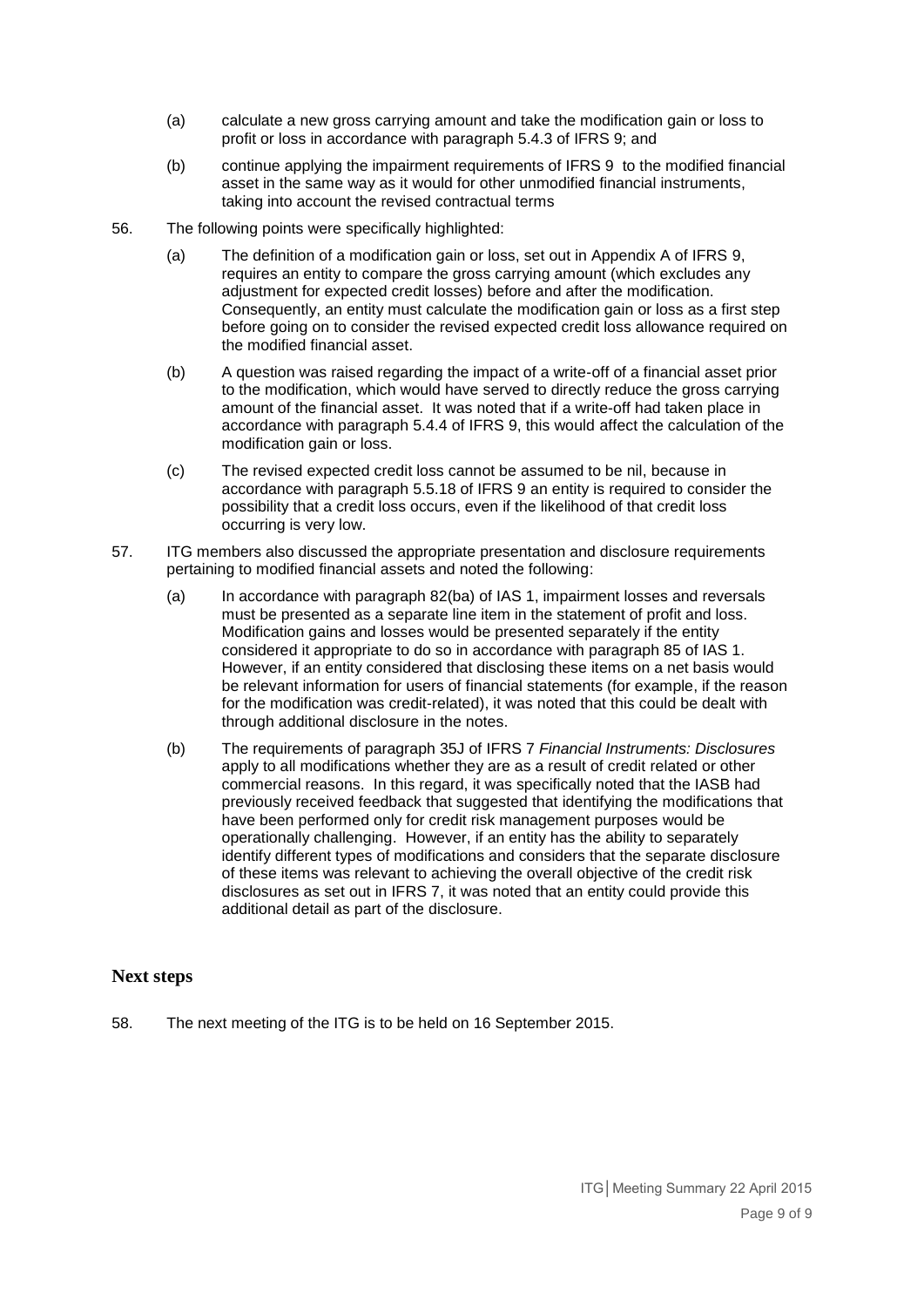(a) calculate a new gross carrying amount and take the modification gain or loss to profit or loss in accordance with paragraph 5.4.3 of IFRS 9; and

(b) continue applying the impairment requirements of IFRS 9 to the modified financial asset in the same way as it would for other unmodified financial instruments, taking into account the revised contractual terms

56. The following points were specifically highlighted:

(a) The definition of a modification gain or loss, set out in Appendix A of IFRS 9, requires an entity to compare the gross carrying amount (which excludes any adjustment for expected credit losses) before and after the modification. Consequently, an entity must calculate the modification gain or loss as a first step before going on to consider the revised expected credit loss allowance required on the modified financial asset.

(b) A question was raised regarding the impact of a write-off of a financial asset prior to the modification, which would have served to directly reduce the gross carrying amount of the financial asset. It was noted that if a write-off had taken place in accordance with paragraph 5.4.4 of IFRS 9, this would affect the calculation of the modification gain or loss.

(c) The revised expected credit loss cannot be assumed to be nil, because in accordance with paragraph 5.5.18 of IFRS 9 an entity is required to consider the possibility that a credit loss occurs, even if the likelihood of that credit loss occurring is very low.

57. ITG members also discussed the appropriate presentation and disclosure requirements pertaining to modified financial assets and noted the following:

(a) In accordance with paragraph 82(ba) of IAS 1, impairment losses and reversals must be presented as a separate line item in the statement of profit and loss. Modification gains and losses would be presented separately if the entity considered it appropriate to do so in accordance with paragraph 85 of IAS 1. However, if an entity considered that disclosing these items on a net basis would be relevant information for users of financial statements (for example, if the reason for the modification was credit-related), it was noted that this could be dealt with through additional disclosure in the notes.

(b) The requirements of paragraph 35J of IFRS 7 *Financial Instruments: Disclosures* apply to all modifications whether they are as a result of credit related or other commercial reasons. In this regard, it was specifically noted that the IASB had previously received feedback that suggested that identifying the modifications that have been performed only for credit risk management purposes would be operationally challenging. However, if an entity has the ability to separately identify different types of modifications and considers that the separate disclosure of these items was relevant to achieving the overall objective of the credit risk disclosures as set out in IFRS 7, it was noted that an entity could provide this additional detail as part of the disclosure.

## Next steps

58. The next meeting of the ITG is to be held on 16 September 2015.